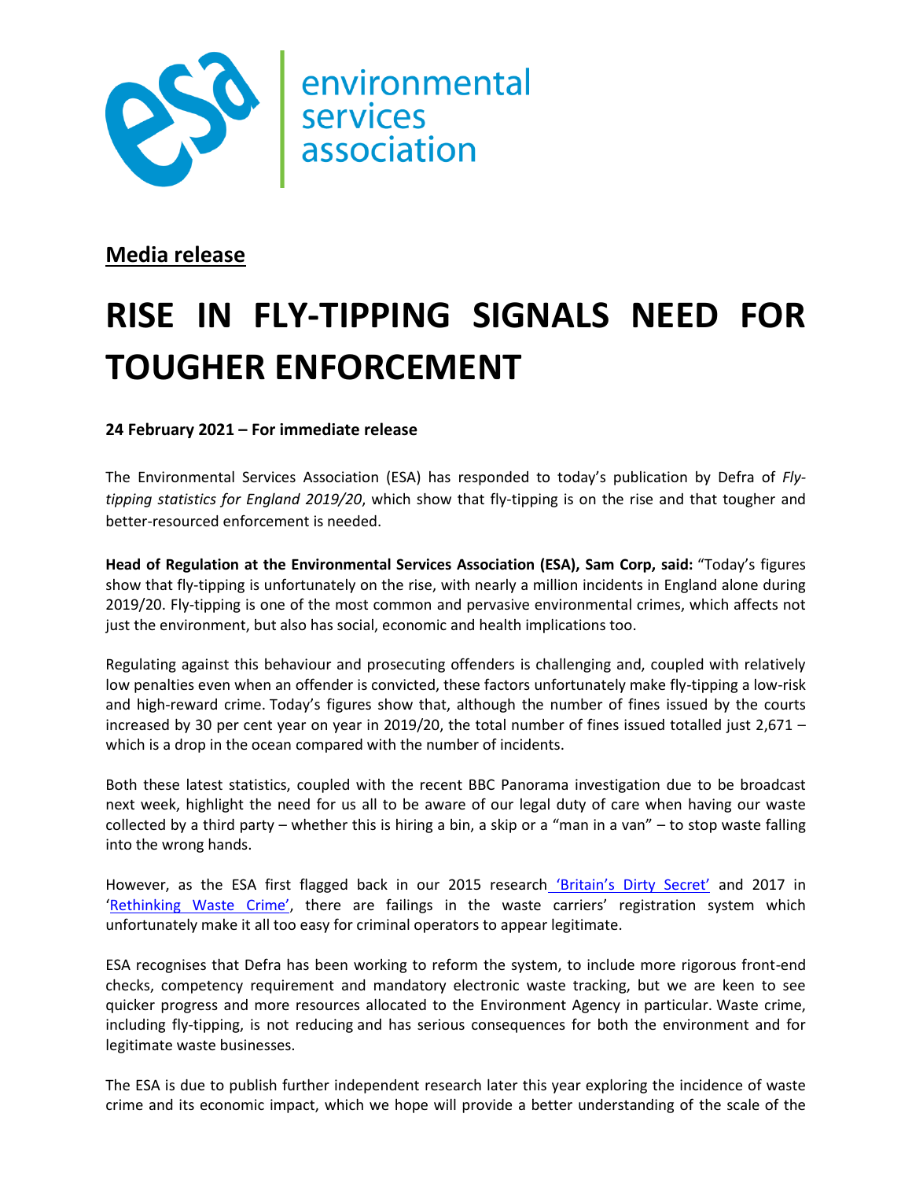environmental services association

**Media release**

# RISE IN FLY-TIPPING SIGNALS NEED FOR TOUGHER ENFORCEMENT

**24 February 2021 – For immediate release**

The Environmental Services Association (ESA) has responded to today's publication by Defra of *Fly-tipping statistics for England 2019/20*, which show that fly-tipping is on the rise and that tougher and better-resourced enforcement is needed.

**Head of Regulation at the Environmental Services Association (ESA), Sam Corp, said:** "Today's figures show that fly-tipping is unfortunately on the rise, with nearly a million incidents in England alone during 2019/20. Fly-tipping is one of the most common and pervasive environmental crimes, which affects not just the environment, but also has social, economic and health implications too.

Regulating against this behaviour and prosecuting offenders is challenging and, coupled with relatively low penalties even when an offender is convicted, these factors unfortunately make fly-tipping a low-risk and high-reward crime. Today's figures show that, although the number of fines issued by the courts increased by 30 per cent year on year in 2019/20, the total number of fines issued totalled just 2,671 – which is a drop in the ocean compared with the number of incidents.

Both these latest statistics, coupled with the recent BBC Panorama investigation due to be broadcast next week, highlight the need for us all to be aware of our legal duty of care when having our waste collected by a third party – whether this is hiring a bin, a skip or a "man in a van" – to stop waste falling into the wrong hands.

However, as the ESA first flagged back in our 2015 research 'Britain's Dirty Secret' and 2017 in 'Rethinking Waste Crime', there are failings in the waste carriers' registration system which unfortunately make it all too easy for criminal operators to appear legitimate.

ESA recognises that Defra has been working to reform the system, to include more rigorous front-end checks, competency requirement and mandatory electronic waste tracking, but we are keen to see quicker progress and more resources allocated to the Environment Agency in particular. Waste crime, including fly-tipping, is not reducing and has serious consequences for both the environment and for legitimate waste businesses.

The ESA is due to publish further independent research later this year exploring the incidence of waste crime and its economic impact, which we hope will provide a better understanding of the scale of the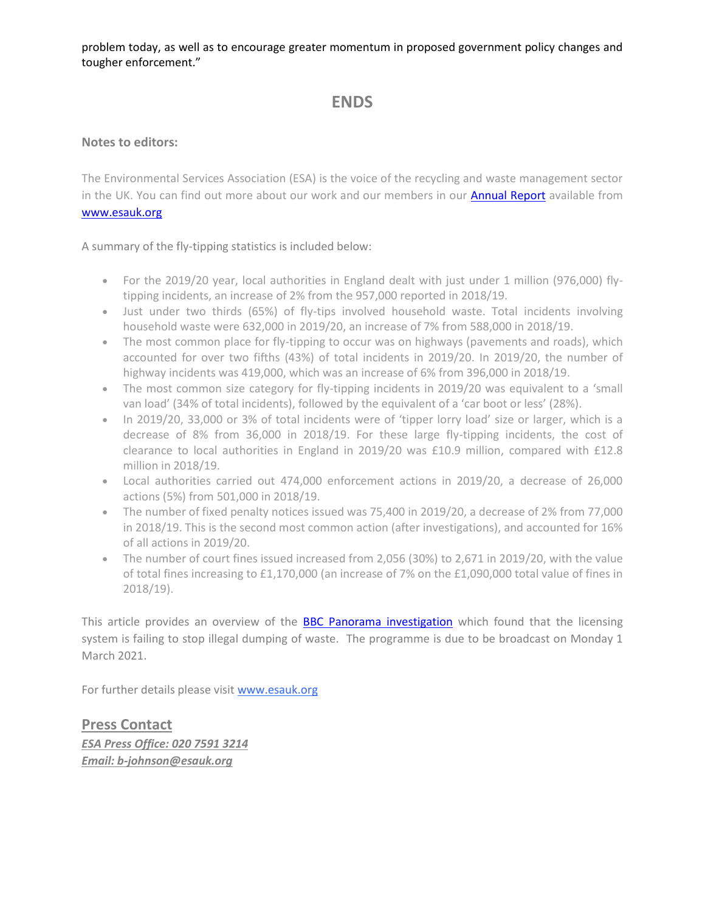problem today, as well as to encourage greater momentum in proposed government policy changes and tougher enforcement."

## ENDS

**Notes to editors:**

The Environmental Services Association (ESA) is the voice of the recycling and waste management sector in the UK. You can find out more about our work and our members in our [Annual Report](#) available from [www.esauk.org](http://www.esauk.org)

A summary of the fly-tipping statistics is included below:

- For the 2019/20 year, local authorities in England dealt with just under 1 million (976,000) fly-tipping incidents, an increase of 2% from the 957,000 reported in 2018/19.
- Just under two thirds (65%) of fly-tips involved household waste. Total incidents involving household waste were 632,000 in 2019/20, an increase of 7% from 588,000 in 2018/19.
- The most common place for fly-tipping to occur was on highways (pavements and roads), which accounted for over two fifths (43%) of total incidents in 2019/20. In 2019/20, the number of highway incidents was 419,000, which was an increase of 6% from 396,000 in 2018/19.
- The most common size category for fly-tipping incidents in 2019/20 was equivalent to a 'small van load' (34% of total incidents), followed by the equivalent of a 'car boot or less' (28%).
- In 2019/20, 33,000 or 3% of total incidents were of 'tipper lorry load' size or larger, which is a decrease of 8% from 36,000 in 2018/19. For these large fly-tipping incidents, the cost of clearance to local authorities in England in 2019/20 was £10.9 million, compared with £12.8 million in 2018/19.
- Local authorities carried out 474,000 enforcement actions in 2019/20, a decrease of 26,000 actions (5%) from 501,000 in 2018/19.
- The number of fixed penalty notices issued was 75,400 in 2019/20, a decrease of 2% from 77,000 in 2018/19. This is the second most common action (after investigations), and accounted for 16% of all actions in 2019/20.
- The number of court fines issued increased from 2,056 (30%) to 2,671 in 2019/20, with the value of total fines increasing to £1,170,000 (an increase of 7% on the £1,090,000 total value of fines in 2018/19).

This article provides an overview of the [BBC Panorama investigation](#) which found that the licensing system is failing to stop illegal dumping of waste. The programme is due to be broadcast on Monday 1 March 2021.

For further details please visit [www.esauk.org](http://www.esauk.org)

**Press Contact**

***ESA Press Office: 020 7591 3214***

***Email: b-johnson@esauk.org***